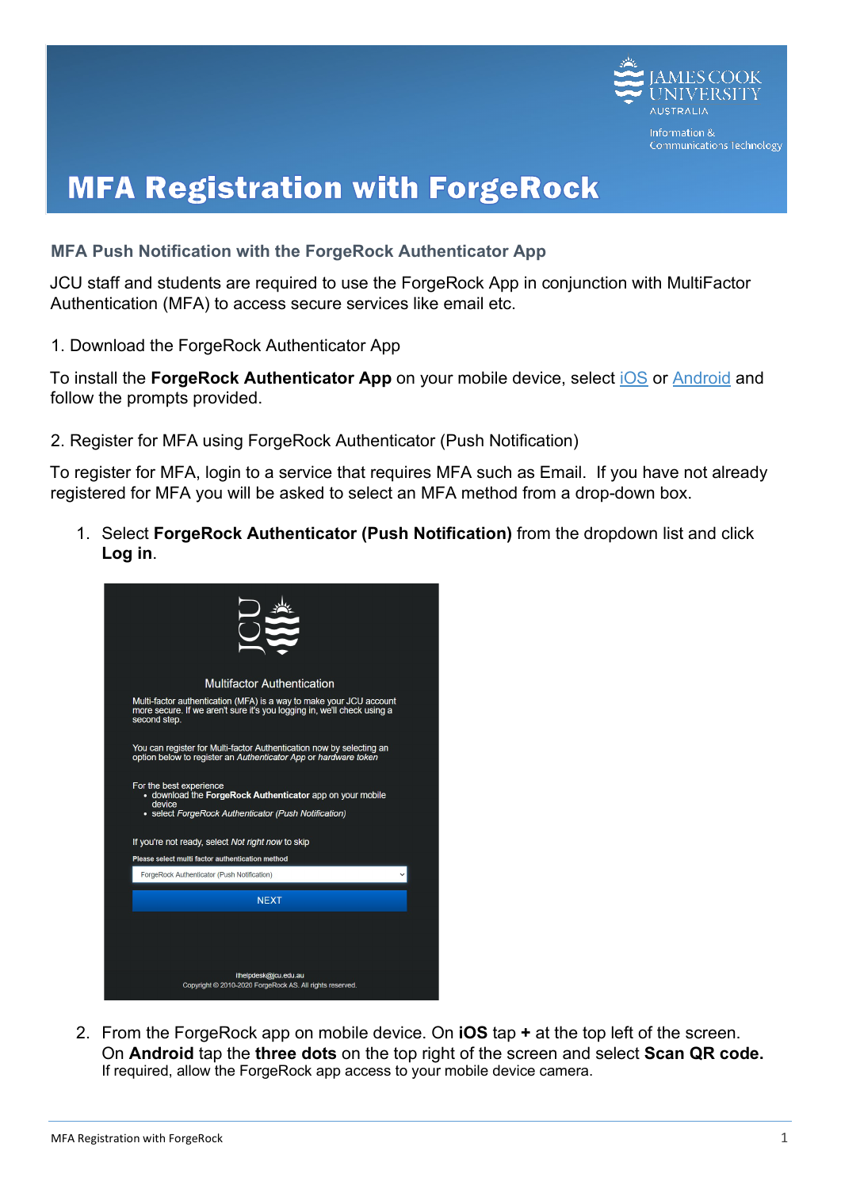# MFA Registration with ForgeRock

## MFA Push Notification with the ForgeRock Authenticator App

JCU staff and students are required to use the ForgeRock App in conjunction with MultiFactor Authentication (MFA) to access secure services like email etc.

1. Download the ForgeRock Authenticator App

To install the **ForgeRock Authenticator App** on your mobile device, select iOS or Android and follow the prompts provided.

2. Register for MFA using ForgeRock Authenticator (Push Notification)

To register for MFA, login to a service that requires MFA such as Email. If you have not already registered for MFA you will be asked to select an MFA method from a drop-down box.

1. Select **ForgeRock Authenticator (Push Notification)** from the dropdown list and click **Log in**.

2. From the ForgeRock app on mobile device. On **iOS** tap **+** at the top left of the screen. On **Android** tap the **three dots** on the top right of the screen and select **Scan QR code.** If required, allow the ForgeRock app access to your mobile device camera.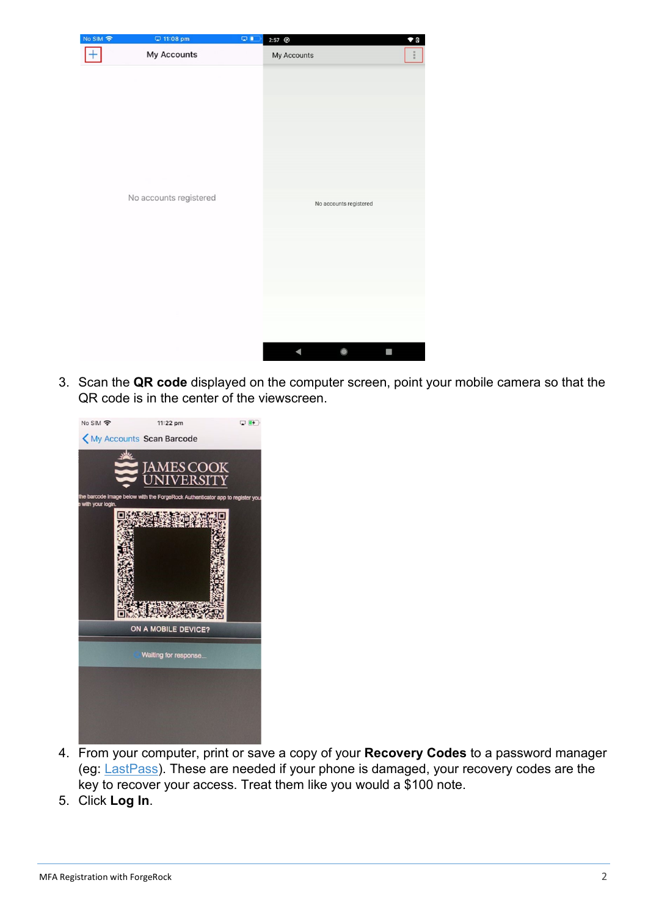3. Scan the **QR code** displayed on the computer screen, point your mobile camera so that the QR code is in the center of the viewscreen.

4. From your computer, print or save a copy of your **Recovery Codes** to a password manager (eg: LastPass). These are needed if your phone is damaged, your recovery codes are the key to recover your access. Treat them like you would a $100 note.
5. Click **Log In**.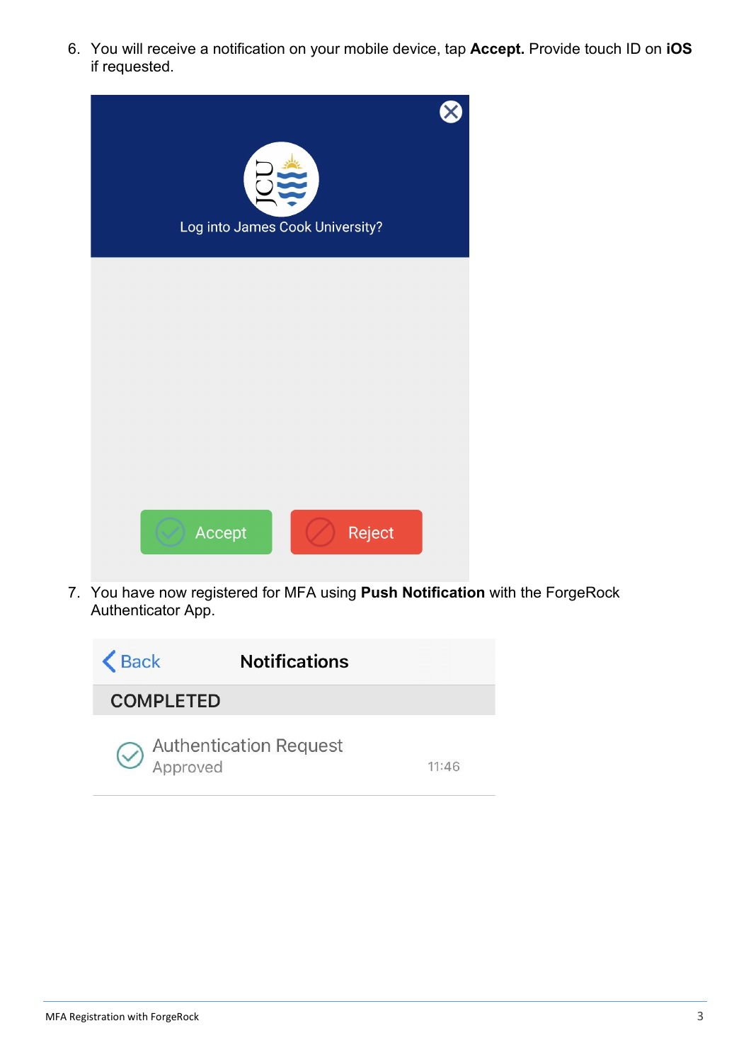6. You will receive a notification on your mobile device, tap **Accept.** Provide touch ID on **iOS** if requested.

7. You have now registered for MFA using **Push Notification** with the ForgeRock Authenticator App.